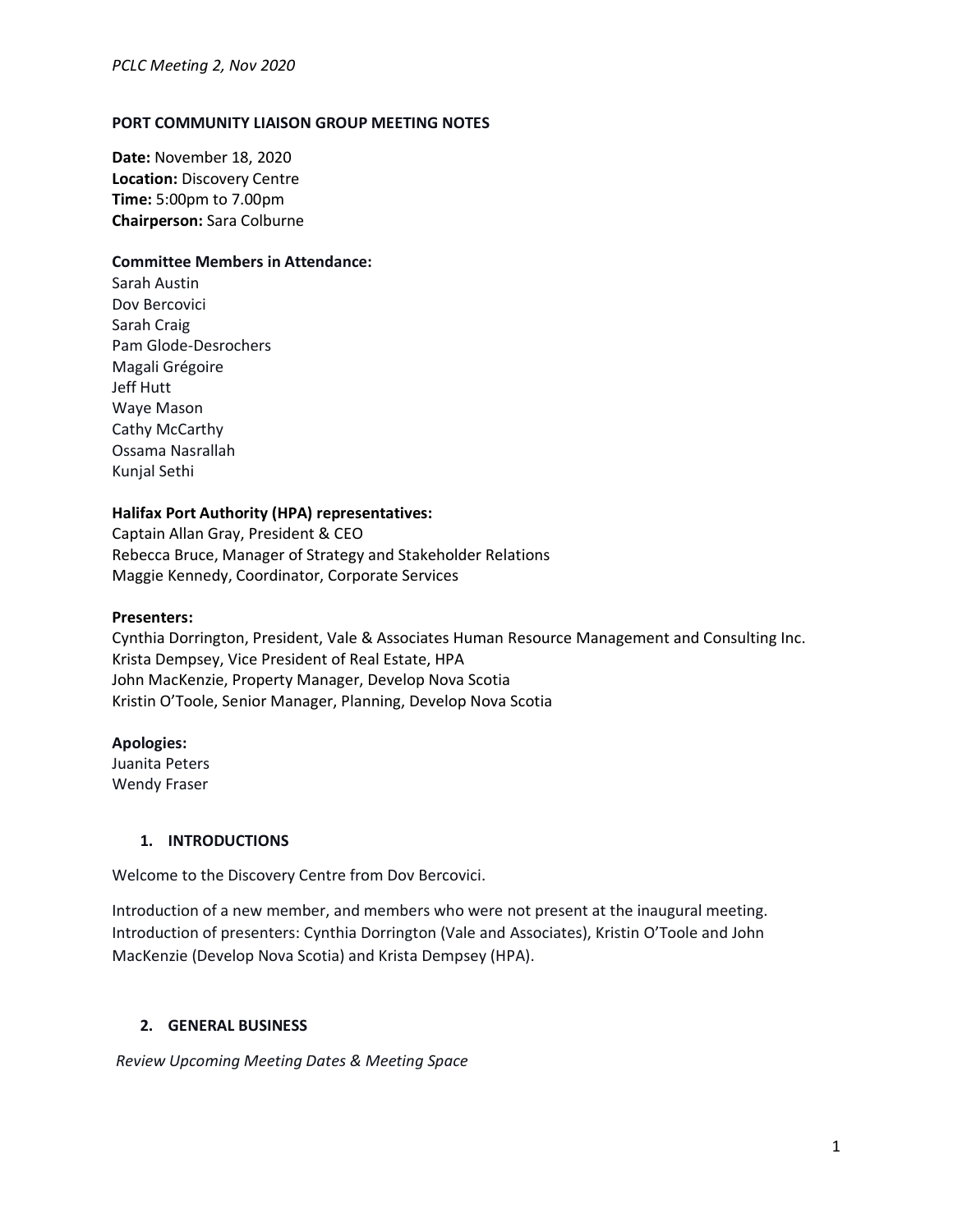# PORT COMMUNITY LIAISON GROUP MEETING NOTES

**Date:** November 18, 2020
**Location:** Discovery Centre
**Time:** 5:00pm to 7.00pm
**Chairperson:** Sara Colburne

**Committee Members in Attendance:**
Sarah Austin
Dov Bercovici
Sarah Craig
Pam Glode-Desrochers
Magali Grégoire
Jeff Hutt
Waye Mason
Cathy McCarthy
Ossama Nasrallah
Kunjal Sethi

**Halifax Port Authority (HPA) representatives:**
Captain Allan Gray, President & CEO
Rebecca Bruce, Manager of Strategy and Stakeholder Relations
Maggie Kennedy, Coordinator, Corporate Services

**Presenters:**
Cynthia Dorrington, President, Vale & Associates Human Resource Management and Consulting Inc.
Krista Dempsey, Vice President of Real Estate, HPA
John MacKenzie, Property Manager, Develop Nova Scotia
Kristin O'Toole, Senior Manager, Planning, Develop Nova Scotia

**Apologies:**
Juanita Peters
Wendy Fraser

## 1. INTRODUCTIONS

Welcome to the Discovery Centre from Dov Bercovici.

Introduction of a new member, and members who were not present at the inaugural meeting. Introduction of presenters: Cynthia Dorrington (Vale and Associates), Kristin O'Toole and John MacKenzie (Develop Nova Scotia) and Krista Dempsey (HPA).

## 2. GENERAL BUSINESS

*Review Upcoming Meeting Dates & Meeting Space*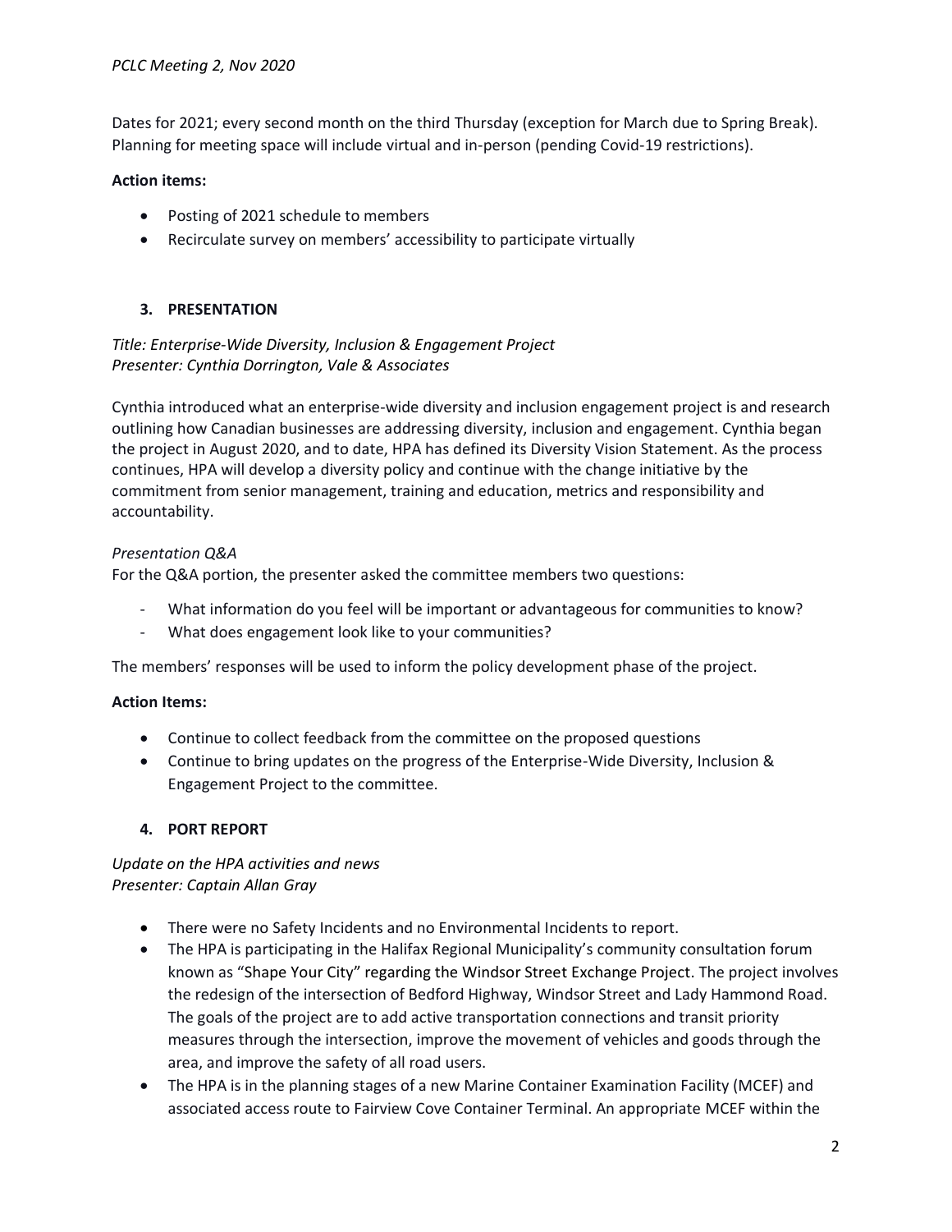Dates for 2021; every second month on the third Thursday (exception for March due to Spring Break). Planning for meeting space will include virtual and in-person (pending Covid-19 restrictions).

**Action items:**

- Posting of 2021 schedule to members
- Recirculate survey on members' accessibility to participate virtually

## 3. PRESENTATION

*Title: Enterprise-Wide Diversity, Inclusion & Engagement Project*
*Presenter: Cynthia Dorrington, Vale & Associates*

Cynthia introduced what an enterprise-wide diversity and inclusion engagement project is and research outlining how Canadian businesses are addressing diversity, inclusion and engagement. Cynthia began the project in August 2020, and to date, HPA has defined its Diversity Vision Statement. As the process continues, HPA will develop a diversity policy and continue with the change initiative by the commitment from senior management, training and education, metrics and responsibility and accountability.

*Presentation Q&A*

For the Q&A portion, the presenter asked the committee members two questions:

- What information do you feel will be important or advantageous for communities to know?
- What does engagement look like to your communities?

The members' responses will be used to inform the policy development phase of the project.

**Action Items:**

- Continue to collect feedback from the committee on the proposed questions
- Continue to bring updates on the progress of the Enterprise-Wide Diversity, Inclusion & Engagement Project to the committee.

## 4. PORT REPORT

*Update on the HPA activities and news*
*Presenter: Captain Allan Gray*

- There were no Safety Incidents and no Environmental Incidents to report.
- The HPA is participating in the Halifax Regional Municipality's community consultation forum known as "Shape Your City" regarding the Windsor Street Exchange Project. The project involves the redesign of the intersection of Bedford Highway, Windsor Street and Lady Hammond Road. The goals of the project are to add active transportation connections and transit priority measures through the intersection, improve the movement of vehicles and goods through the area, and improve the safety of all road users.
- The HPA is in the planning stages of a new Marine Container Examination Facility (MCEF) and associated access route to Fairview Cove Container Terminal. An appropriate MCEF within the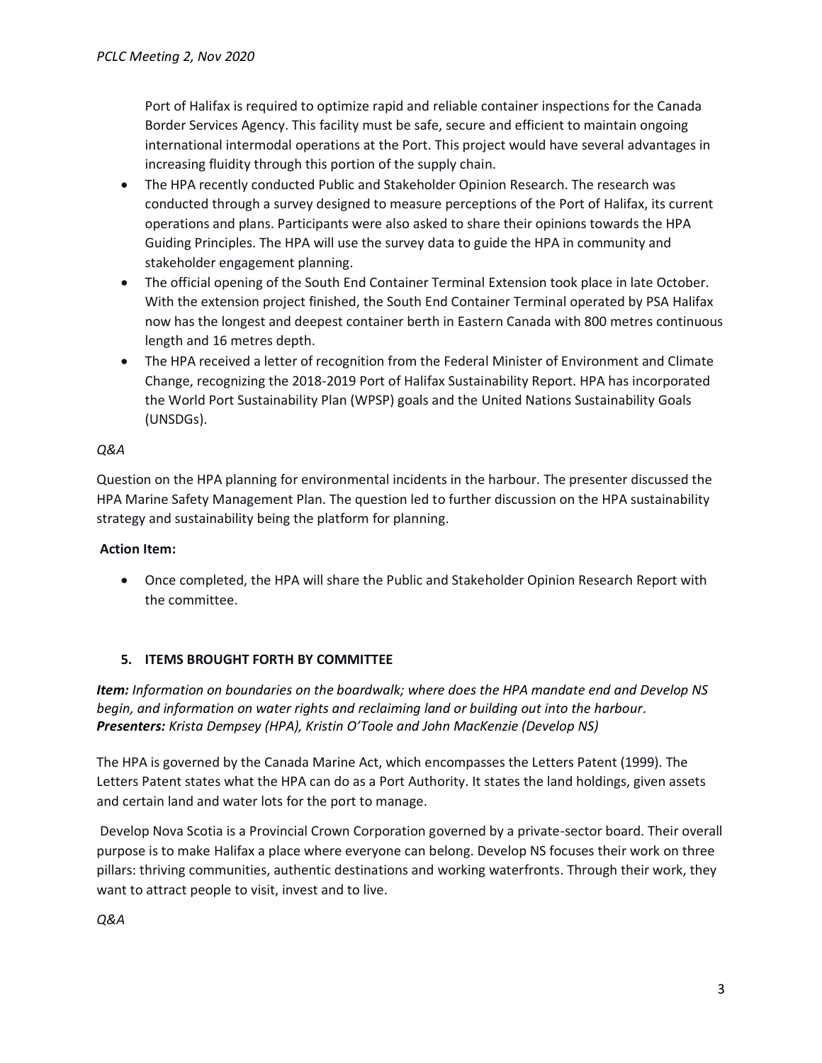Port of Halifax is required to optimize rapid and reliable container inspections for the Canada Border Services Agency. This facility must be safe, secure and efficient to maintain ongoing international intermodal operations at the Port. This project would have several advantages in increasing fluidity through this portion of the supply chain.

- The HPA recently conducted Public and Stakeholder Opinion Research. The research was conducted through a survey designed to measure perceptions of the Port of Halifax, its current operations and plans. Participants were also asked to share their opinions towards the HPA Guiding Principles. The HPA will use the survey data to guide the HPA in community and stakeholder engagement planning.
- The official opening of the South End Container Terminal Extension took place in late October. With the extension project finished, the South End Container Terminal operated by PSA Halifax now has the longest and deepest container berth in Eastern Canada with 800 metres continuous length and 16 metres depth.
- The HPA received a letter of recognition from the Federal Minister of Environment and Climate Change, recognizing the 2018-2019 Port of Halifax Sustainability Report. HPA has incorporated the World Port Sustainability Plan (WPSP) goals and the United Nations Sustainability Goals (UNSDGs).

*Q&A*

Question on the HPA planning for environmental incidents in the harbour. The presenter discussed the HPA Marine Safety Management Plan. The question led to further discussion on the HPA sustainability strategy and sustainability being the platform for planning.

**Action Item:**

- Once completed, the HPA will share the Public and Stakeholder Opinion Research Report with the committee.

### 5. ITEMS BROUGHT FORTH BY COMMITTEE

***Item:*** *Information on boundaries on the boardwalk; where does the HPA mandate end and Develop NS begin, and information on water rights and reclaiming land or building out into the harbour.*
***Presenters:*** *Krista Dempsey (HPA), Kristin O'Toole and John MacKenzie (Develop NS)*

The HPA is governed by the Canada Marine Act, which encompasses the Letters Patent (1999). The Letters Patent states what the HPA can do as a Port Authority. It states the land holdings, given assets and certain land and water lots for the port to manage.

Develop Nova Scotia is a Provincial Crown Corporation governed by a private-sector board. Their overall purpose is to make Halifax a place where everyone can belong. Develop NS focuses their work on three pillars: thriving communities, authentic destinations and working waterfronts. Through their work, they want to attract people to visit, invest and to live.

*Q&A*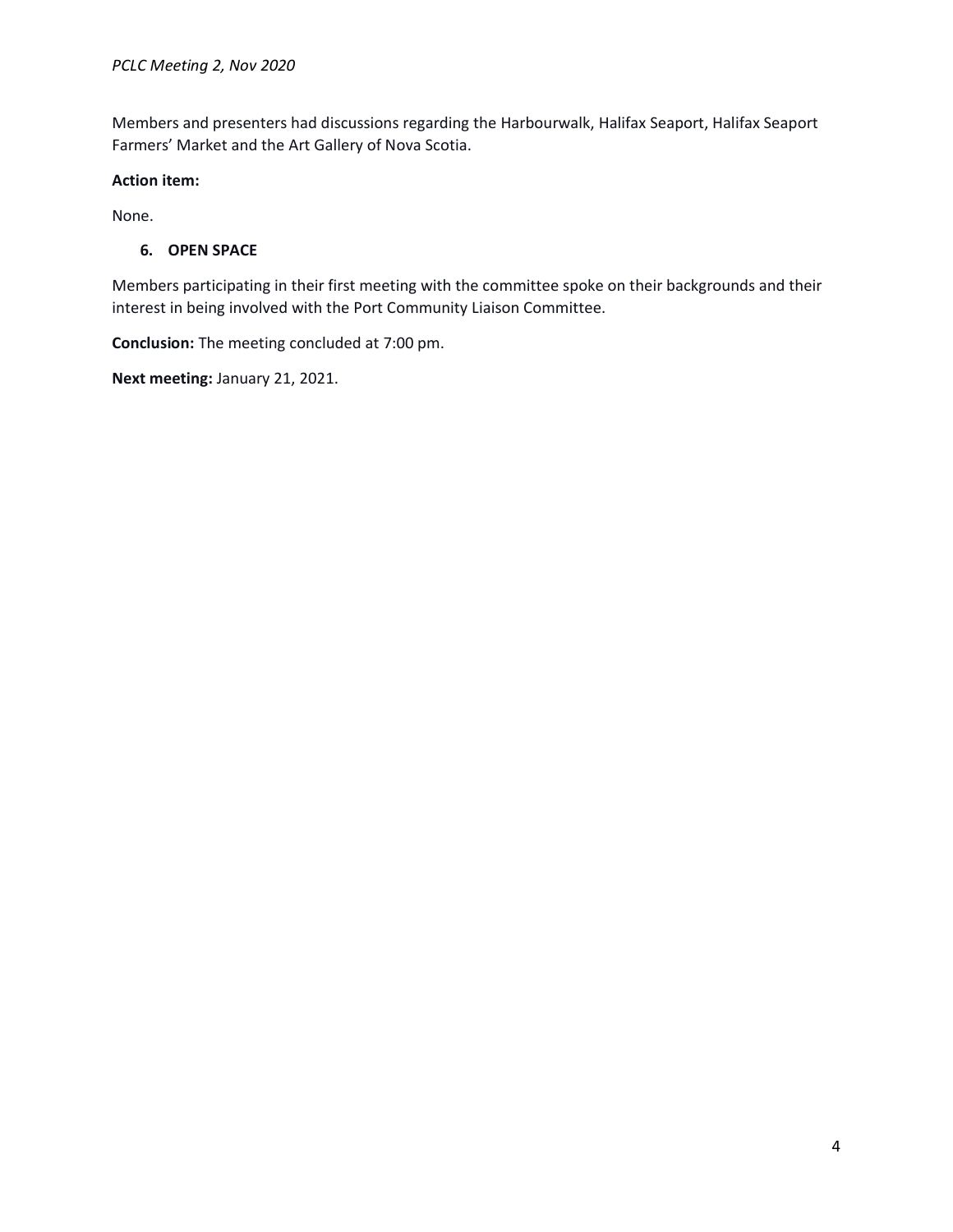Members and presenters had discussions regarding the Harbourwalk, Halifax Seaport, Halifax Seaport Farmers' Market and the Art Gallery of Nova Scotia.

**Action item:**

None.

## 6. OPEN SPACE

Members participating in their first meeting with the committee spoke on their backgrounds and their interest in being involved with the Port Community Liaison Committee.

**Conclusion:** The meeting concluded at 7:00 pm.

**Next meeting:** January 21, 2021.